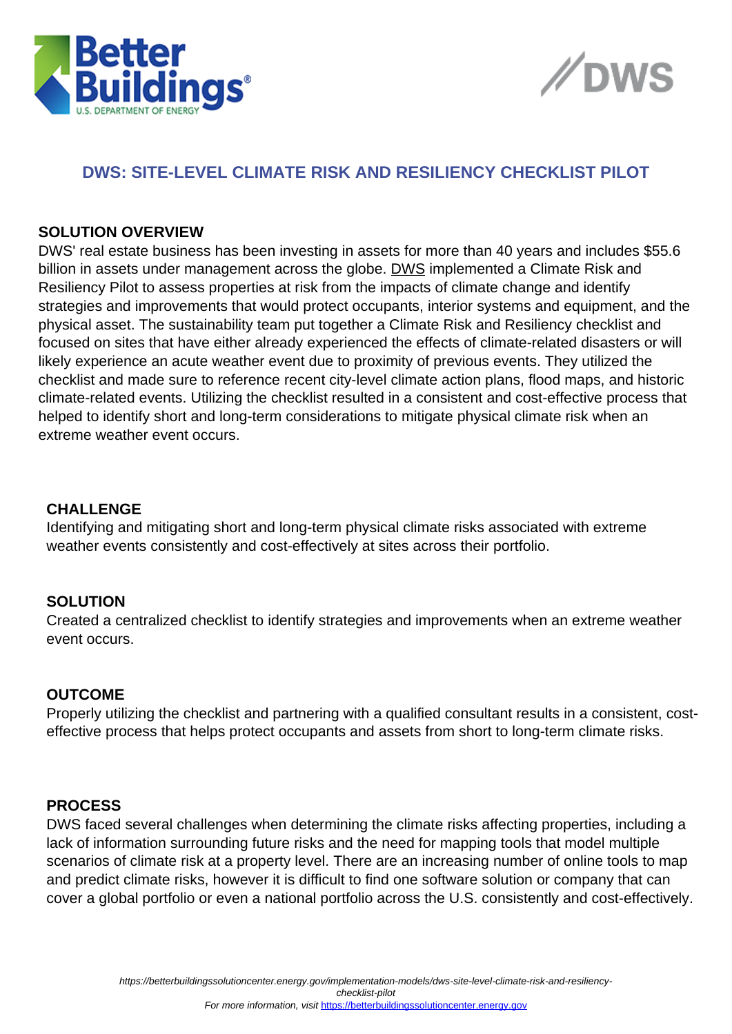# DWS: SITE-LEVEL CLIMATE RISK AND RESILIENCY CHECKLIST PILOT

## SOLUTION OVERVIEW

DWS' real estate business has been investing in assets for more than 40 years and includes $55.6 billion in assets under management across the globe. DWS implemented a Climate Risk and Resiliency Pilot to assess properties at risk from the impacts of climate change and identify strategies and improvements that would protect occupants, interior systems and equipment, and the physical asset. The sustainability team put together a Climate Risk and Resiliency checklist and focused on sites that have either already experienced the effects of climate-related disasters or will likely experience an acute weather event due to proximity of previous events. They utilized the checklist and made sure to reference recent city-level climate action plans, flood maps, and historic climate-related events. Utilizing the checklist resulted in a consistent and cost-effective process that helped to identify short and long-term considerations to mitigate physical climate risk when an extreme weather event occurs.

## CHALLENGE

Identifying and mitigating short and long-term physical climate risks associated with extreme weather events consistently and cost-effectively at sites across their portfolio.

## SOLUTION

Created a centralized checklist to identify strategies and improvements when an extreme weather event occurs.

## OUTCOME

Properly utilizing the checklist and partnering with a qualified consultant results in a consistent, cost-effective process that helps protect occupants and assets from short to long-term climate risks.

## PROCESS

DWS faced several challenges when determining the climate risks affecting properties, including a lack of information surrounding future risks and the need for mapping tools that model multiple scenarios of climate risk at a property level. There are an increasing number of online tools to map and predict climate risks, however it is difficult to find one software solution or company that can cover a global portfolio or even a national portfolio across the U.S. consistently and cost-effectively.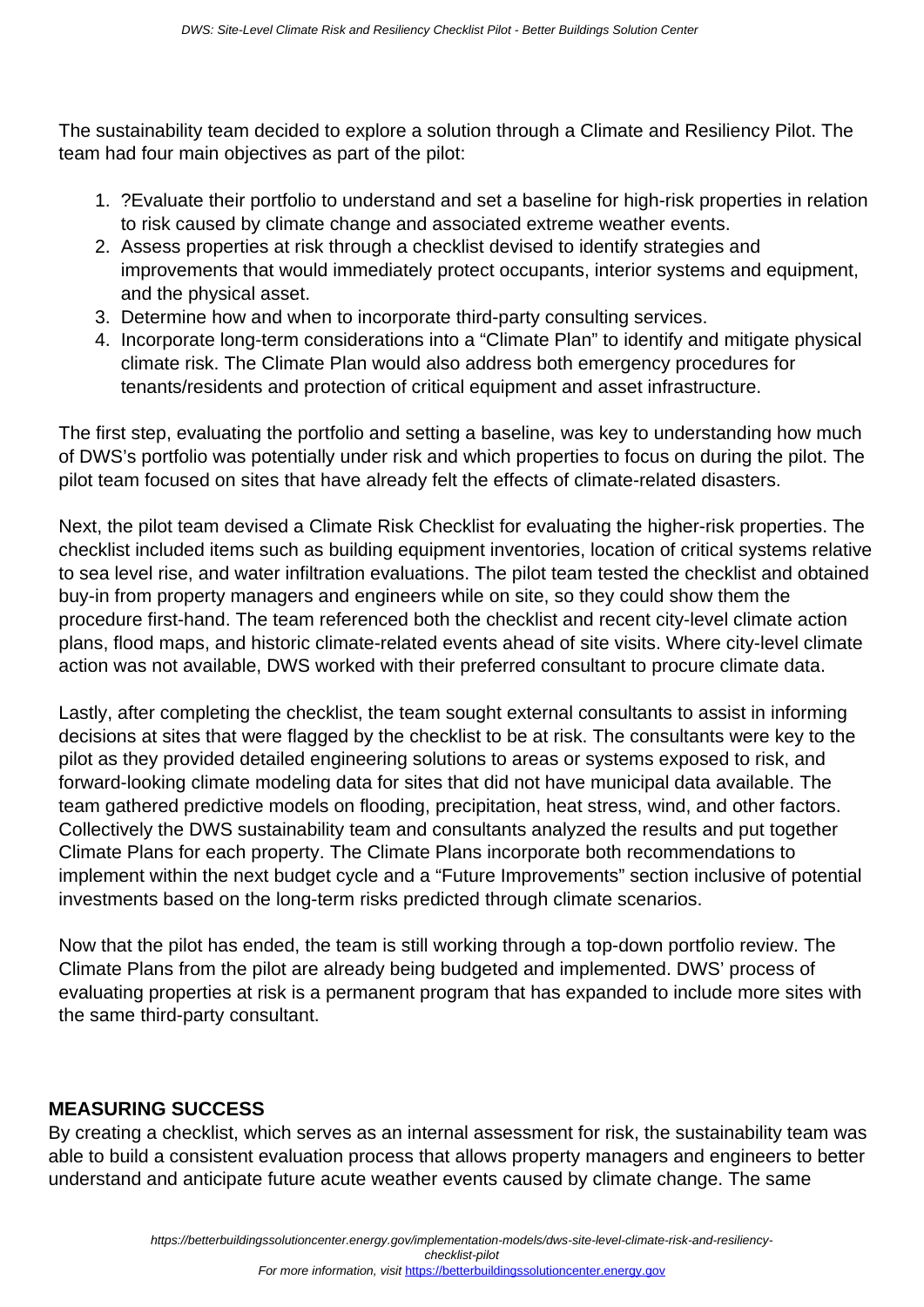The sustainability team decided to explore a solution through a Climate and Resiliency Pilot. The team had four main objectives as part of the pilot:

1. ?Evaluate their portfolio to understand and set a baseline for high-risk properties in relation to risk caused by climate change and associated extreme weather events.
2. Assess properties at risk through a checklist devised to identify strategies and improvements that would immediately protect occupants, interior systems and equipment, and the physical asset.
3. Determine how and when to incorporate third-party consulting services.
4. Incorporate long-term considerations into a "Climate Plan" to identify and mitigate physical climate risk. The Climate Plan would also address both emergency procedures for tenants/residents and protection of critical equipment and asset infrastructure.

The first step, evaluating the portfolio and setting a baseline, was key to understanding how much of DWS's portfolio was potentially under risk and which properties to focus on during the pilot. The pilot team focused on sites that have already felt the effects of climate-related disasters.

Next, the pilot team devised a Climate Risk Checklist for evaluating the higher-risk properties. The checklist included items such as building equipment inventories, location of critical systems relative to sea level rise, and water infiltration evaluations. The pilot team tested the checklist and obtained buy-in from property managers and engineers while on site, so they could show them the procedure first-hand. The team referenced both the checklist and recent city-level climate action plans, flood maps, and historic climate-related events ahead of site visits. Where city-level climate action was not available, DWS worked with their preferred consultant to procure climate data.

Lastly, after completing the checklist, the team sought external consultants to assist in informing decisions at sites that were flagged by the checklist to be at risk. The consultants were key to the pilot as they provided detailed engineering solutions to areas or systems exposed to risk, and forward-looking climate modeling data for sites that did not have municipal data available. The team gathered predictive models on flooding, precipitation, heat stress, wind, and other factors. Collectively the DWS sustainability team and consultants analyzed the results and put together Climate Plans for each property. The Climate Plans incorporate both recommendations to implement within the next budget cycle and a "Future Improvements" section inclusive of potential investments based on the long-term risks predicted through climate scenarios.

Now that the pilot has ended, the team is still working through a top-down portfolio review. The Climate Plans from the pilot are already being budgeted and implemented. DWS' process of evaluating properties at risk is a permanent program that has expanded to include more sites with the same third-party consultant.

## MEASURING SUCCESS

By creating a checklist, which serves as an internal assessment for risk, the sustainability team was able to build a consistent evaluation process that allows property managers and engineers to better understand and anticipate future acute weather events caused by climate change. The same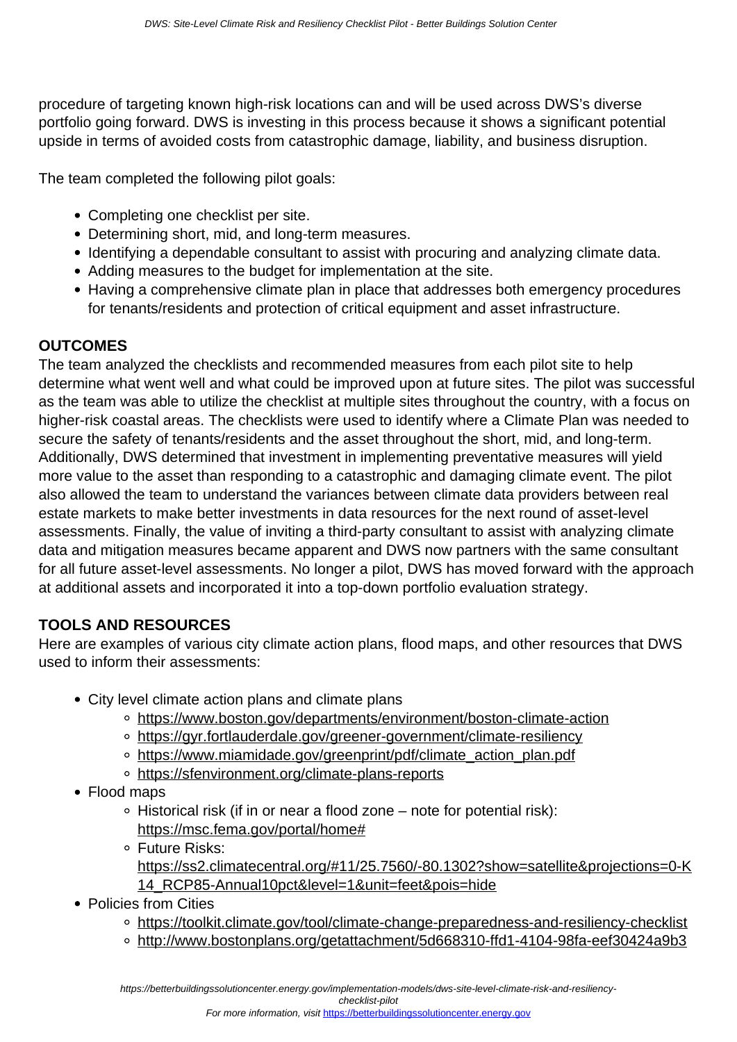procedure of targeting known high-risk locations can and will be used across DWS's diverse portfolio going forward. DWS is investing in this process because it shows a significant potential upside in terms of avoided costs from catastrophic damage, liability, and business disruption.

The team completed the following pilot goals:

- Completing one checklist per site.
- Determining short, mid, and long-term measures.
- Identifying a dependable consultant to assist with procuring and analyzing climate data.
- Adding measures to the budget for implementation at the site.
- Having a comprehensive climate plan in place that addresses both emergency procedures for tenants/residents and protection of critical equipment and asset infrastructure.

## OUTCOMES

The team analyzed the checklists and recommended measures from each pilot site to help determine what went well and what could be improved upon at future sites. The pilot was successful as the team was able to utilize the checklist at multiple sites throughout the country, with a focus on higher-risk coastal areas. The checklists were used to identify where a Climate Plan was needed to secure the safety of tenants/residents and the asset throughout the short, mid, and long-term. Additionally, DWS determined that investment in implementing preventative measures will yield more value to the asset than responding to a catastrophic and damaging climate event. The pilot also allowed the team to understand the variances between climate data providers between real estate markets to make better investments in data resources for the next round of asset-level assessments. Finally, the value of inviting a third-party consultant to assist with analyzing climate data and mitigation measures became apparent and DWS now partners with the same consultant for all future asset-level assessments. No longer a pilot, DWS has moved forward with the approach at additional assets and incorporated it into a top-down portfolio evaluation strategy.

## TOOLS AND RESOURCES

Here are examples of various city climate action plans, flood maps, and other resources that DWS used to inform their assessments:

- City level climate action plans and climate plans
  - https://www.boston.gov/departments/environment/boston-climate-action
  - https://gyr.fortlauderdale.gov/greener-government/climate-resiliency
  - https://www.miamidade.gov/greenprint/pdf/climate_action_plan.pdf
  - https://sfenvironment.org/climate-plans-reports
- Flood maps
  - Historical risk (if in or near a flood zone – note for potential risk): https://msc.fema.gov/portal/home#
  - Future Risks: https://ss2.climatecentral.org/#11/25.7560/-80.1302?show=satellite&projections=0-K14_RCP85-Annual10pct&level=1&unit=feet&pois=hide
- Policies from Cities
  - https://toolkit.climate.gov/tool/climate-change-preparedness-and-resiliency-checklist
  - http://www.bostonplans.org/getattachment/5d668310-ffd1-4104-98fa-eef30424a9b3